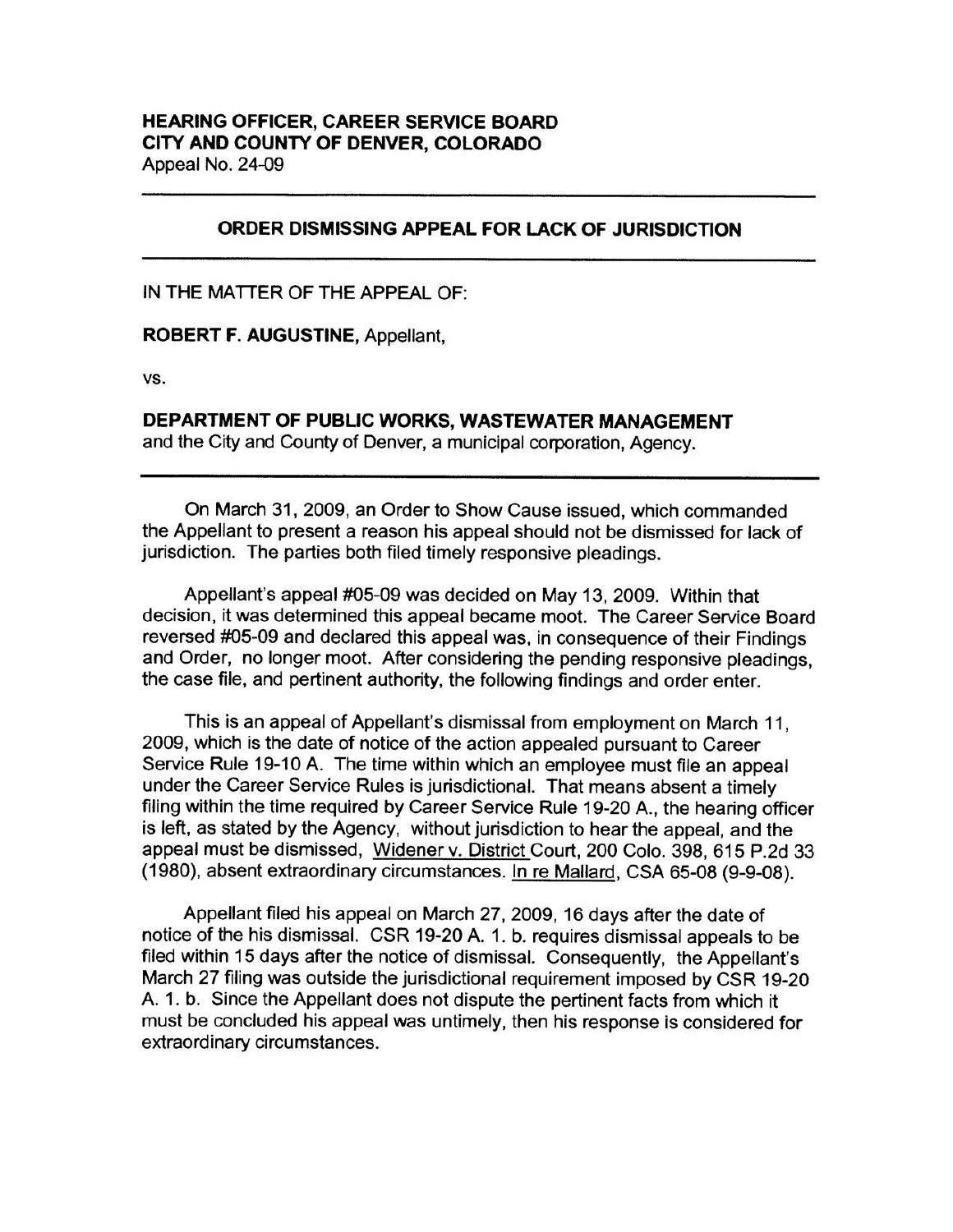**HEARING OFFICER, CAREER SERVICE BOARD**
**CITY AND COUNTY OF DENVER, COLORADO**
Appeal No. 24-09

---

## ORDER DISMISSING APPEAL FOR LACK OF JURISDICTION

---

IN THE MATTER OF THE APPEAL OF:

**ROBERT F. AUGUSTINE**, Appellant,

vs.

**DEPARTMENT OF PUBLIC WORKS, WASTEWATER MANAGEMENT**
and the City and County of Denver, a municipal corporation, Agency.

---

On March 31, 2009, an Order to Show Cause issued, which commanded the Appellant to present a reason his appeal should not be dismissed for lack of jurisdiction. The parties both filed timely responsive pleadings.

Appellant's appeal #05-09 was decided on May 13, 2009. Within that decision, it was determined this appeal became moot. The Career Service Board reversed #05-09 and declared this appeal was, in consequence of their Findings and Order, no longer moot. After considering the pending responsive pleadings, the case file, and pertinent authority, the following findings and order enter.

This is an appeal of Appellant's dismissal from employment on March 11, 2009, which is the date of notice of the action appealed pursuant to Career Service Rule 19-10 A. The time within which an employee must file an appeal under the Career Service Rules is jurisdictional. That means absent a timely filing within the time required by Career Service Rule 19-20 A., the hearing officer is left, as stated by the Agency, without jurisdiction to hear the appeal, and the appeal must be dismissed, Widener v. District Court, 200 Colo. 398, 615 P.2d 33 (1980), absent extraordinary circumstances. In re Mallard, CSA 65-08 (9-9-08).

Appellant filed his appeal on March 27, 2009, 16 days after the date of notice of the his dismissal. CSR 19-20 A. 1. b. requires dismissal appeals to be filed within 15 days after the notice of dismissal. Consequently, the Appellant's March 27 filing was outside the jurisdictional requirement imposed by CSR 19-20 A. 1. b. Since the Appellant does not dispute the pertinent facts from which it must be concluded his appeal was untimely, then his response is considered for extraordinary circumstances.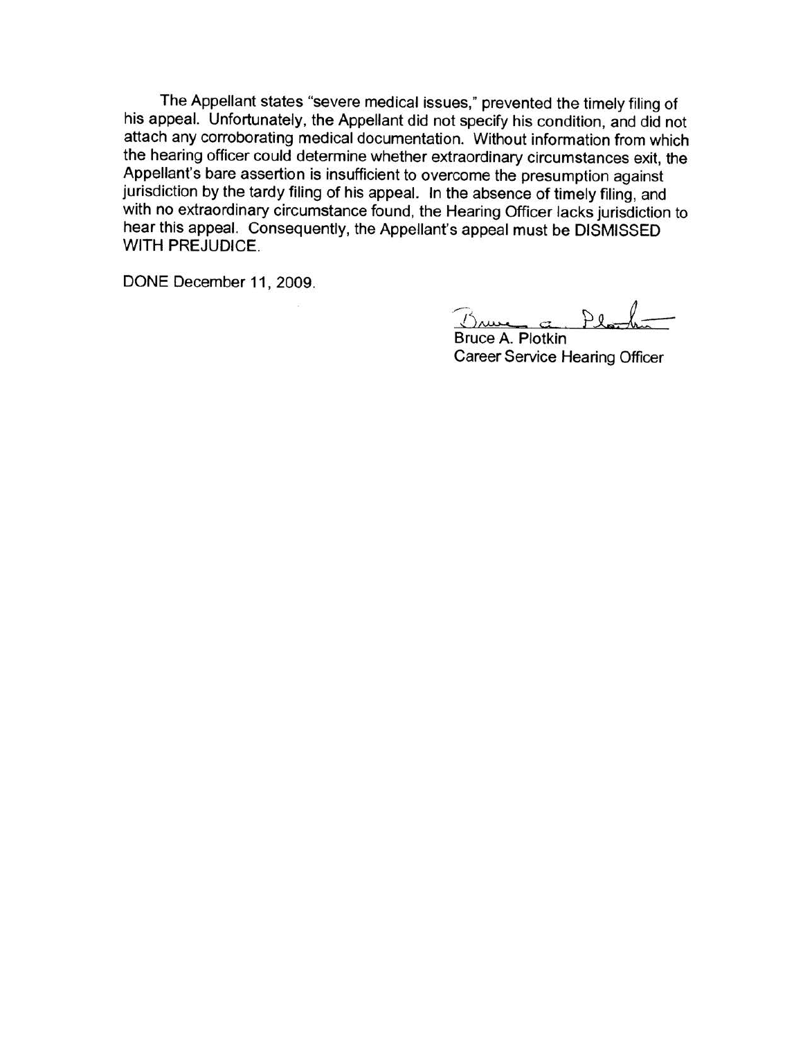The Appellant states "severe medical issues," prevented the timely filing of his appeal. Unfortunately, the Appellant did not specify his condition, and did not attach any corroborating medical documentation. Without information from which the hearing officer could determine whether extraordinary circumstances exit, the Appellant's bare assertion is insufficient to overcome the presumption against jurisdiction by the tardy filing of his appeal. In the absence of timely filing, and with no extraordinary circumstance found, the Hearing Officer lacks jurisdiction to hear this appeal. Consequently, the Appellant's appeal must be DISMISSED WITH PREJUDICE.

DONE December 11, 2009.

Bruce A. Plotkin
Career Service Hearing Officer